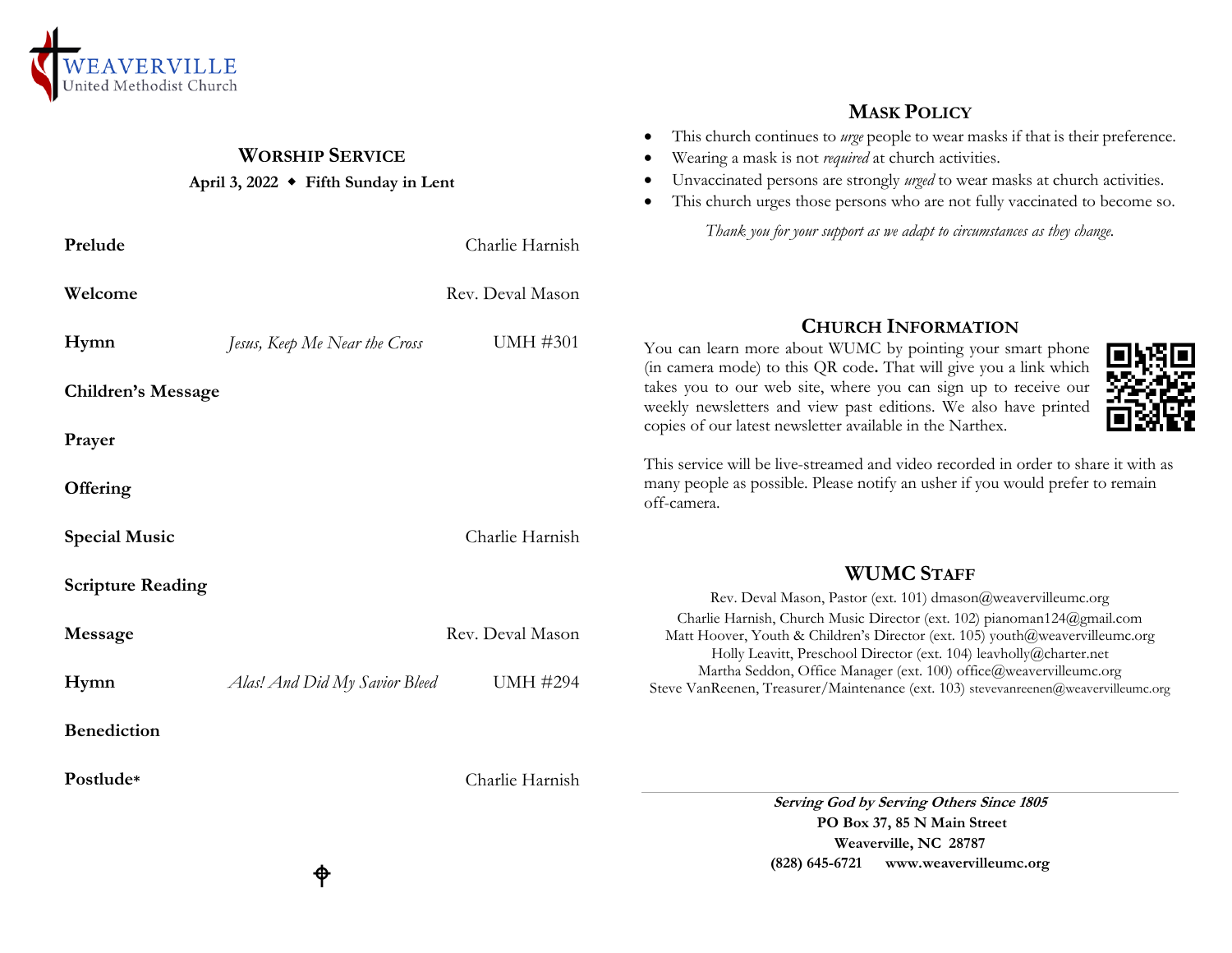WEAVERVILLE
United Methodist Church

## Worship Service

**April 3, 2022 ◆ Fifth Sunday in Lent**

| | | |
|---|---|---|
| **Prelude** | | Charlie Harnish |
| **Welcome** | | Rev. Deval Mason |
| **Hymn** | *Jesus, Keep Me Near the Cross* | UMH #301 |
| **Children's Message** | | |
| **Prayer** | | |
| **Offering** | | |
| **Special Music** | | Charlie Harnish |
| **Scripture Reading** | | |
| **Message** | | Rev. Deval Mason |
| **Hymn** | *Alas! And Did My Savior Bleed* | UMH #294 |
| **Benediction** | | |
| **Postlude*** | | Charlie Harnish |

⌖

## Mask Policy

- This church continues to *urge* people to wear masks if that is their preference.
- Wearing a mask is not *required* at church activities.
- Unvaccinated persons are strongly *urged* to wear masks at church activities.
- This church urges those persons who are not fully vaccinated to become so.

*Thank you for your support as we adapt to circumstances as they change.*

## Church Information

You can learn more about WUMC by pointing your smart phone (in camera mode) to this QR code. That will give you a link which takes you to our web site, where you can sign up to receive our weekly newsletters and view past editions. We also have printed copies of our latest newsletter available in the Narthex.

This service will be live-streamed and video recorded in order to share it with as many people as possible. Please notify an usher if you would prefer to remain off-camera.

## WUMC Staff

Rev. Deval Mason, Pastor (ext. 101) dmason@weavervilleumc.org
Charlie Harnish, Church Music Director (ext. 102) pianoman124@gmail.com
Matt Hoover, Youth & Children's Director (ext. 105) youth@weavervilleumc.org
Holly Leavitt, Preschool Director (ext. 104) leavholly@charter.net
Martha Seddon, Office Manager (ext. 100) office@weavervilleumc.org
Steve VanReenen, Treasurer/Maintenance (ext. 103) stevevanreenen@weavervilleumc.org

***Serving God by Serving Others Since 1805***
**PO Box 37, 85 N Main Street**
**Weaverville, NC 28787**
**(828) 645-6721 www.weavervilleumc.org**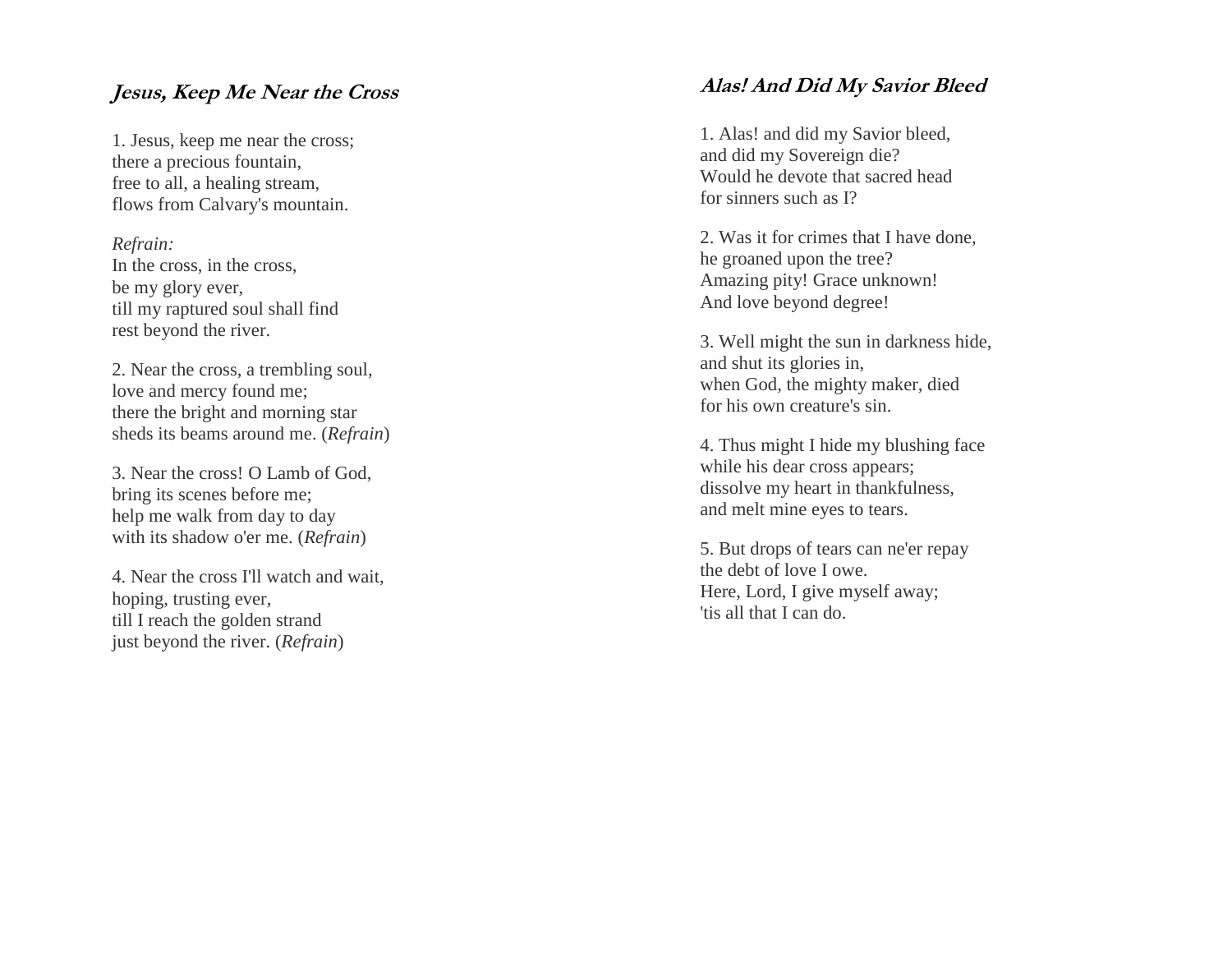### *Jesus, Keep Me Near the Cross*

1. Jesus, keep me near the cross;
there a precious fountain,
free to all, a healing stream,
flows from Calvary's mountain.

*Refrain:*
In the cross, in the cross,
be my glory ever,
till my raptured soul shall find
rest beyond the river.

2. Near the cross, a trembling soul,
love and mercy found me;
there the bright and morning star
sheds its beams around me. (*Refrain*)

3. Near the cross! O Lamb of God,
bring its scenes before me;
help me walk from day to day
with its shadow o'er me. (*Refrain*)

4. Near the cross I'll watch and wait,
hoping, trusting ever,
till I reach the golden strand
just beyond the river. (*Refrain*)

### *Alas! And Did My Savior Bleed*

1. Alas! and did my Savior bleed,
and did my Sovereign die?
Would he devote that sacred head
for sinners such as I?

2. Was it for crimes that I have done,
he groaned upon the tree?
Amazing pity! Grace unknown!
And love beyond degree!

3. Well might the sun in darkness hide,
and shut its glories in,
when God, the mighty maker, died
for his own creature's sin.

4. Thus might I hide my blushing face
while his dear cross appears;
dissolve my heart in thankfulness,
and melt mine eyes to tears.

5. But drops of tears can ne'er repay
the debt of love I owe.
Here, Lord, I give myself away;
'tis all that I can do.